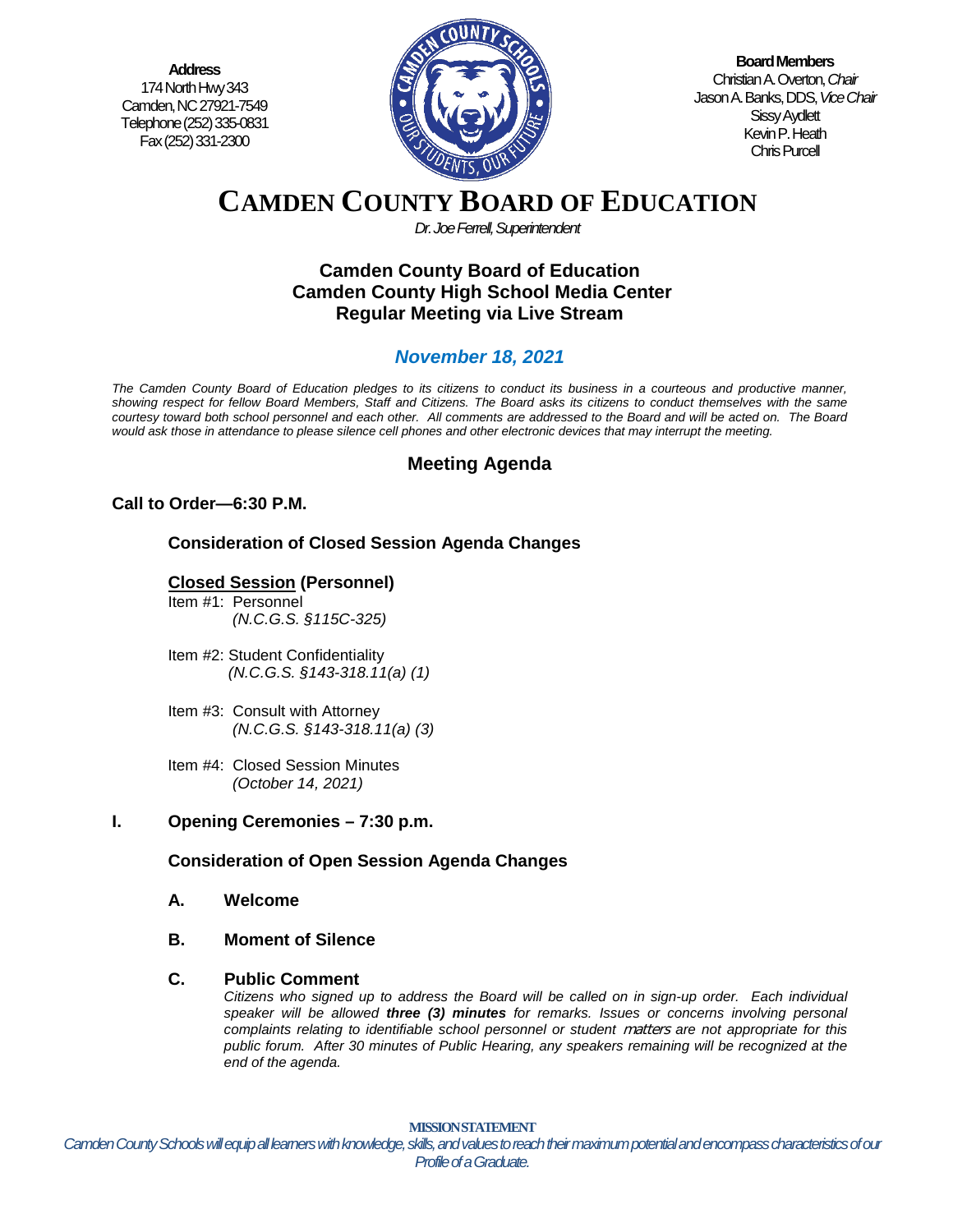**Address**
174 North Hwy 343
Camden, NC 27921-7549
Telephone (252) 335-0831
Fax (252) 331-2300

**Board Members**
Christian A. Overton, *Chair*
Jason A. Banks, DDS, *Vice Chair*
Sissy Aydlett
Kevin P. Heath
Chris Purcell

# CAMDEN COUNTY BOARD OF EDUCATION

*Dr. Joe Ferrell, Superintendent*

## Camden County Board of Education
## Camden County High School Media Center
## Regular Meeting via Live Stream

### *November 18, 2021*

*The Camden County Board of Education pledges to its citizens to conduct its business in a courteous and productive manner, showing respect for fellow Board Members, Staff and Citizens. The Board asks its citizens to conduct themselves with the same courtesy toward both school personnel and each other. All comments are addressed to the Board and will be acted on. The Board would ask those in attendance to please silence cell phones and other electronic devices that may interrupt the meeting.*

## Meeting Agenda

**Call to Order—6:30 P.M.**

**Consideration of Closed Session Agenda Changes**

**Closed Session (Personnel)**

Item #1: Personnel
*(N.C.G.S. §115C-325)*

Item #2: Student Confidentiality
*(N.C.G.S. §143-318.11(a) (1)*

Item #3: Consult with Attorney
*(N.C.G.S. §143-318.11(a) (3)*

Item #4: Closed Session Minutes
*(October 14, 2021)*

**I. Opening Ceremonies – 7:30 p.m.**

**Consideration of Open Session Agenda Changes**

**A. Welcome**

**B. Moment of Silence**

**C. Public Comment**

*Citizens who signed up to address the Board will be called on in sign-up order. Each individual speaker will be allowed **three (3) minutes** for remarks. Issues or concerns involving personal complaints relating to identifiable school personnel or student matters are not appropriate for this public forum. After 30 minutes of Public Hearing, any speakers remaining will be recognized at the end of the agenda.*

**MISSION STATEMENT**

*Camden County Schools will equip all learners with knowledge, skills, and values to reach their maximum potential and encompass characteristics of our Profile of a Graduate.*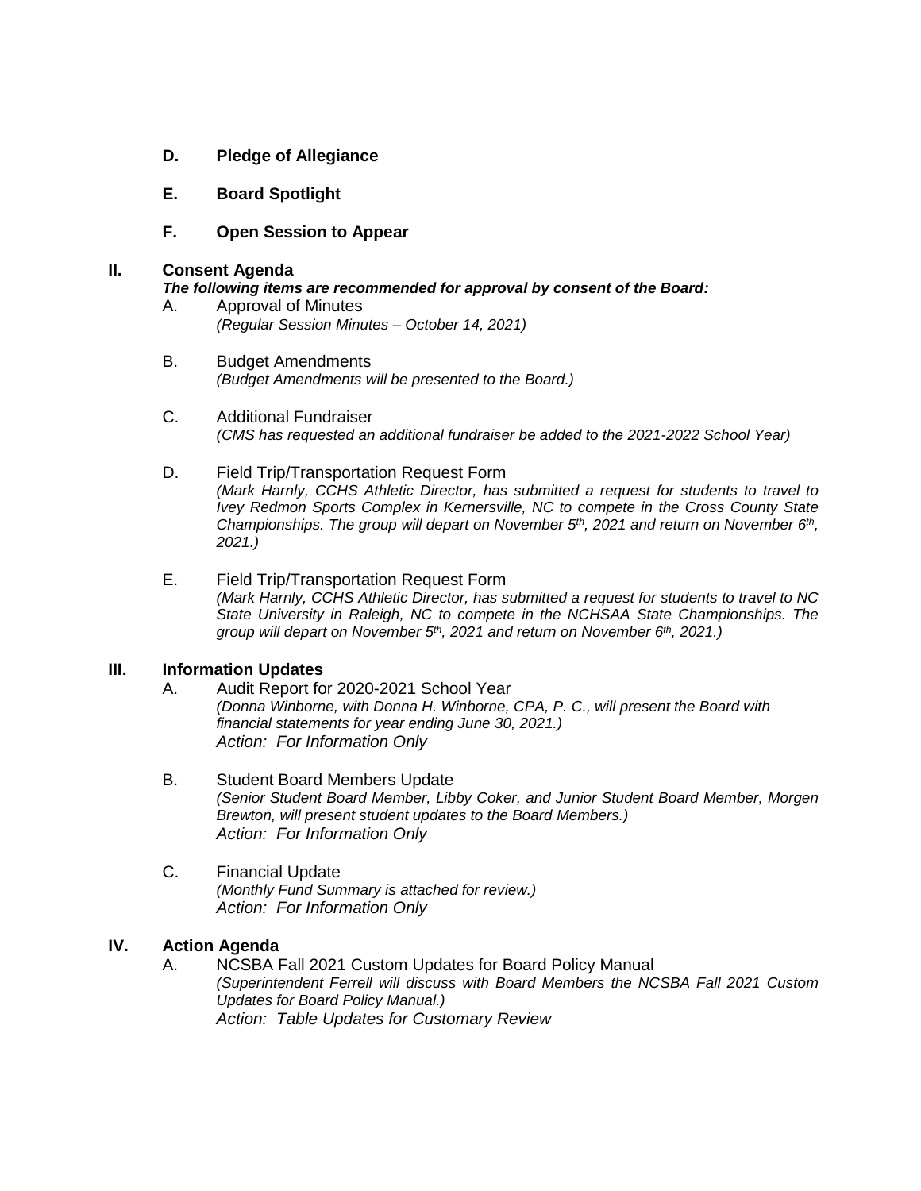**D. Pledge of Allegiance**

**E. Board Spotlight**

**F. Open Session to Appear**

## II. Consent Agenda

***The following items are recommended for approval by consent of the Board:***

A. Approval of Minutes
*(Regular Session Minutes – October 14, 2021)*

B. Budget Amendments
*(Budget Amendments will be presented to the Board.)*

C. Additional Fundraiser
*(CMS has requested an additional fundraiser be added to the 2021-2022 School Year)*

D. Field Trip/Transportation Request Form
*(Mark Harnly, CCHS Athletic Director, has submitted a request for students to travel to Ivey Redmon Sports Complex in Kernersville, NC to compete in the Cross County State Championships. The group will depart on November 5th, 2021 and return on November 6th, 2021.)*

E. Field Trip/Transportation Request Form
*(Mark Harnly, CCHS Athletic Director, has submitted a request for students to travel to NC State University in Raleigh, NC to compete in the NCHSAA State Championships. The group will depart on November 5th, 2021 and return on November 6th, 2021.)*

## III. Information Updates

A. Audit Report for 2020-2021 School Year
*(Donna Winborne, with Donna H. Winborne, CPA, P. C., will present the Board with financial statements for year ending June 30, 2021.)*
*Action: For Information Only*

B. Student Board Members Update
*(Senior Student Board Member, Libby Coker, and Junior Student Board Member, Morgen Brewton, will present student updates to the Board Members.)*
*Action: For Information Only*

C. Financial Update
*(Monthly Fund Summary is attached for review.)*
*Action: For Information Only*

## IV. Action Agenda

A. NCSBA Fall 2021 Custom Updates for Board Policy Manual
*(Superintendent Ferrell will discuss with Board Members the NCSBA Fall 2021 Custom Updates for Board Policy Manual.)*
*Action: Table Updates for Customary Review*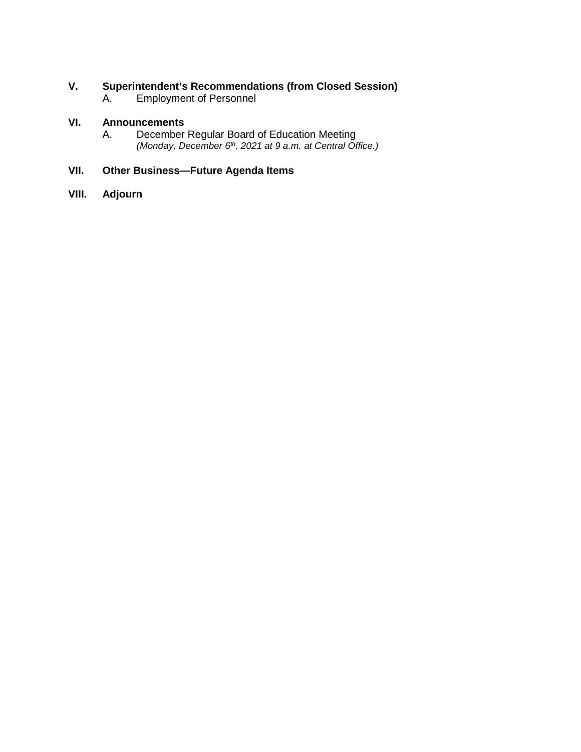**V. Superintendent's Recommendations (from Closed Session)**

A. Employment of Personnel

**VI. Announcements**

A. December Regular Board of Education Meeting
*(Monday, December 6th, 2021 at 9 a.m. at Central Office.)*

**VII. Other Business—Future Agenda Items**

**VIII. Adjourn**